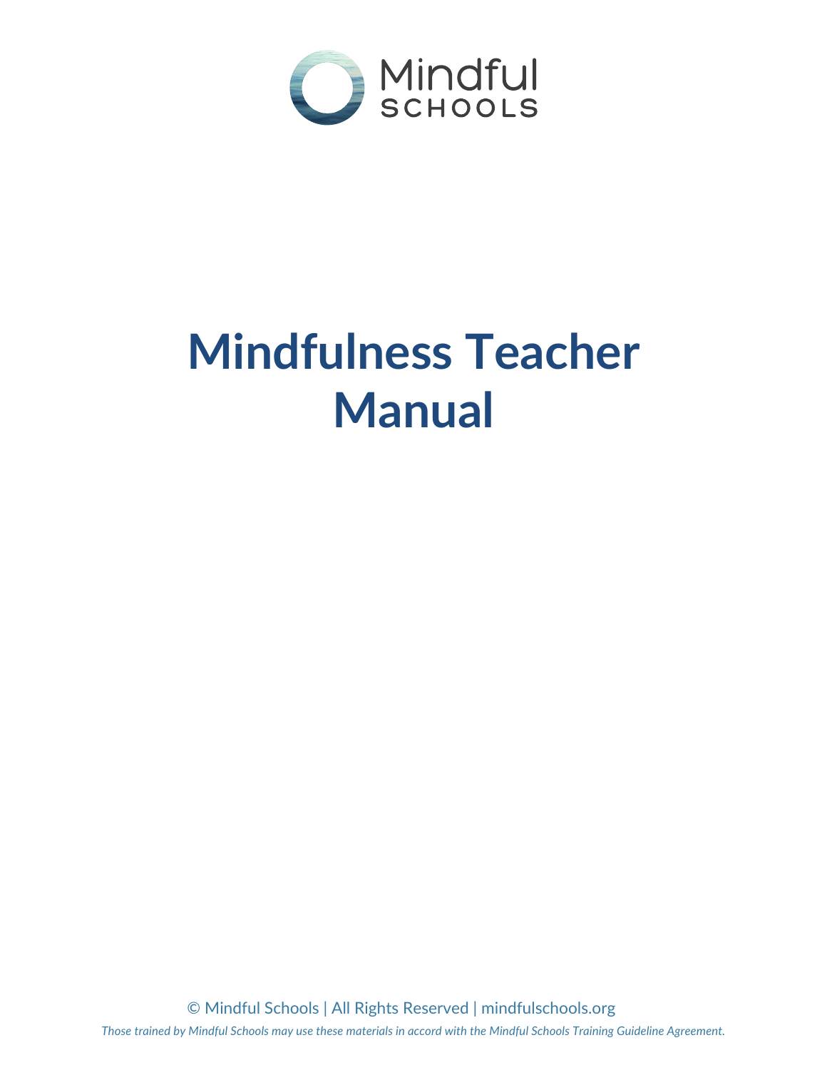Mindful SCHOOLS

# Mindfulness Teacher Manual

© Mindful Schools | All Rights Reserved | mindfulschools.org

*Those trained by Mindful Schools may use these materials in accord with the Mindful Schools Training Guideline Agreement.*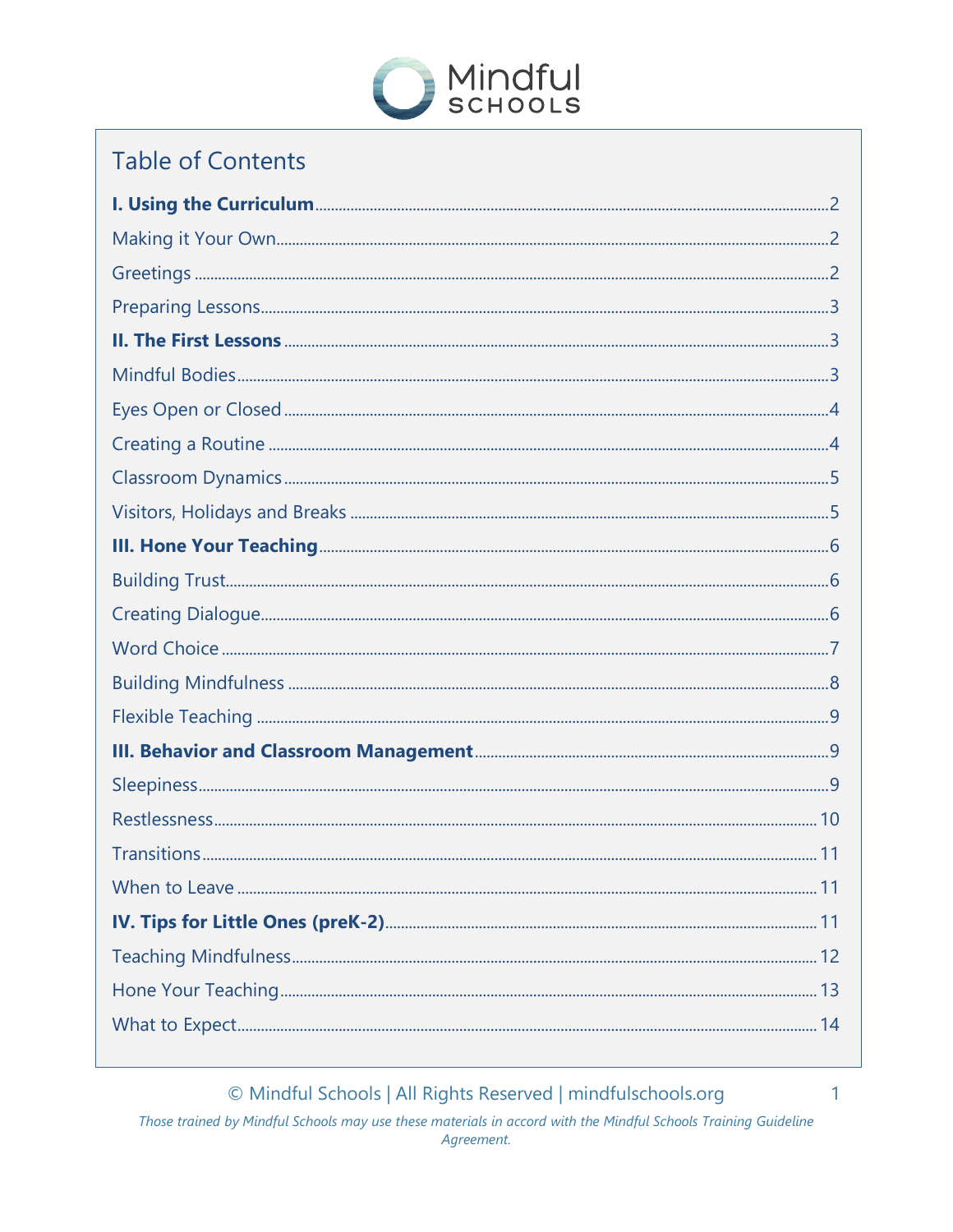# Table of Contents

**I. Using the Curriculum** ........ 2

Making it Your Own ........ 2

Greetings ........ 2

Preparing Lessons ........ 3

**II. The First Lessons** ........ 3

Mindful Bodies ........ 3

Eyes Open or Closed ........ 4

Creating a Routine ........ 4

Classroom Dynamics ........ 5

Visitors, Holidays and Breaks ........ 5

**III. Hone Your Teaching** ........ 6

Building Trust ........ 6

Creating Dialogue ........ 6

Word Choice ........ 7

Building Mindfulness ........ 8

Flexible Teaching ........ 9

**III. Behavior and Classroom Management** ........ 9

Sleepiness ........ 9

Restlessness ........ 10

Transitions ........ 11

When to Leave ........ 11

**IV. Tips for Little Ones (preK-2)** ........ 11

Teaching Mindfulness ........ 12

Hone Your Teaching ........ 13

What to Expect ........ 14

© Mindful Schools | All Rights Reserved | mindfulschools.org

*Those trained by Mindful Schools may use these materials in accord with the Mindful Schools Training Guideline Agreement.*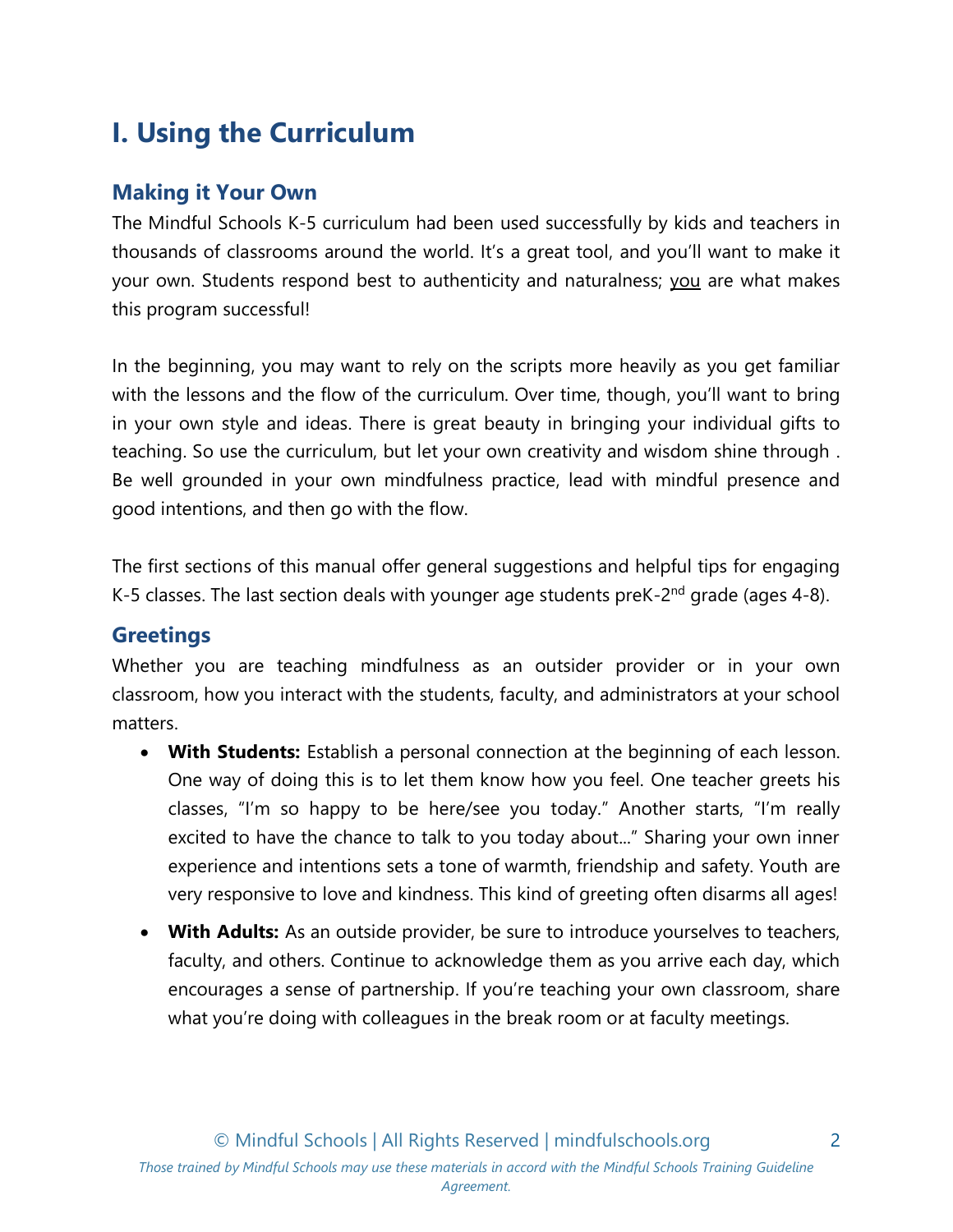# I. Using the Curriculum

## Making it Your Own

The Mindful Schools K-5 curriculum had been used successfully by kids and teachers in thousands of classrooms around the world. It's a great tool, and you'll want to make it your own. Students respond best to authenticity and naturalness; <u>you</u> are what makes this program successful!

In the beginning, you may want to rely on the scripts more heavily as you get familiar with the lessons and the flow of the curriculum. Over time, though, you'll want to bring in your own style and ideas. There is great beauty in bringing your individual gifts to teaching. So use the curriculum, but let your own creativity and wisdom shine through . Be well grounded in your own mindfulness practice, lead with mindful presence and good intentions, and then go with the flow.

The first sections of this manual offer general suggestions and helpful tips for engaging K-5 classes. The last section deals with younger age students preK-2nd grade (ages 4-8).

## Greetings

Whether you are teaching mindfulness as an outsider provider or in your own classroom, how you interact with the students, faculty, and administrators at your school matters.

- **With Students:** Establish a personal connection at the beginning of each lesson. One way of doing this is to let them know how you feel. One teacher greets his classes, "I'm so happy to be here/see you today." Another starts, "I'm really excited to have the chance to talk to you today about..." Sharing your own inner experience and intentions sets a tone of warmth, friendship and safety. Youth are very responsive to love and kindness. This kind of greeting often disarms all ages!
- **With Adults:** As an outside provider, be sure to introduce yourselves to teachers, faculty, and others. Continue to acknowledge them as you arrive each day, which encourages a sense of partnership. If you're teaching your own classroom, share what you're doing with colleagues in the break room or at faculty meetings.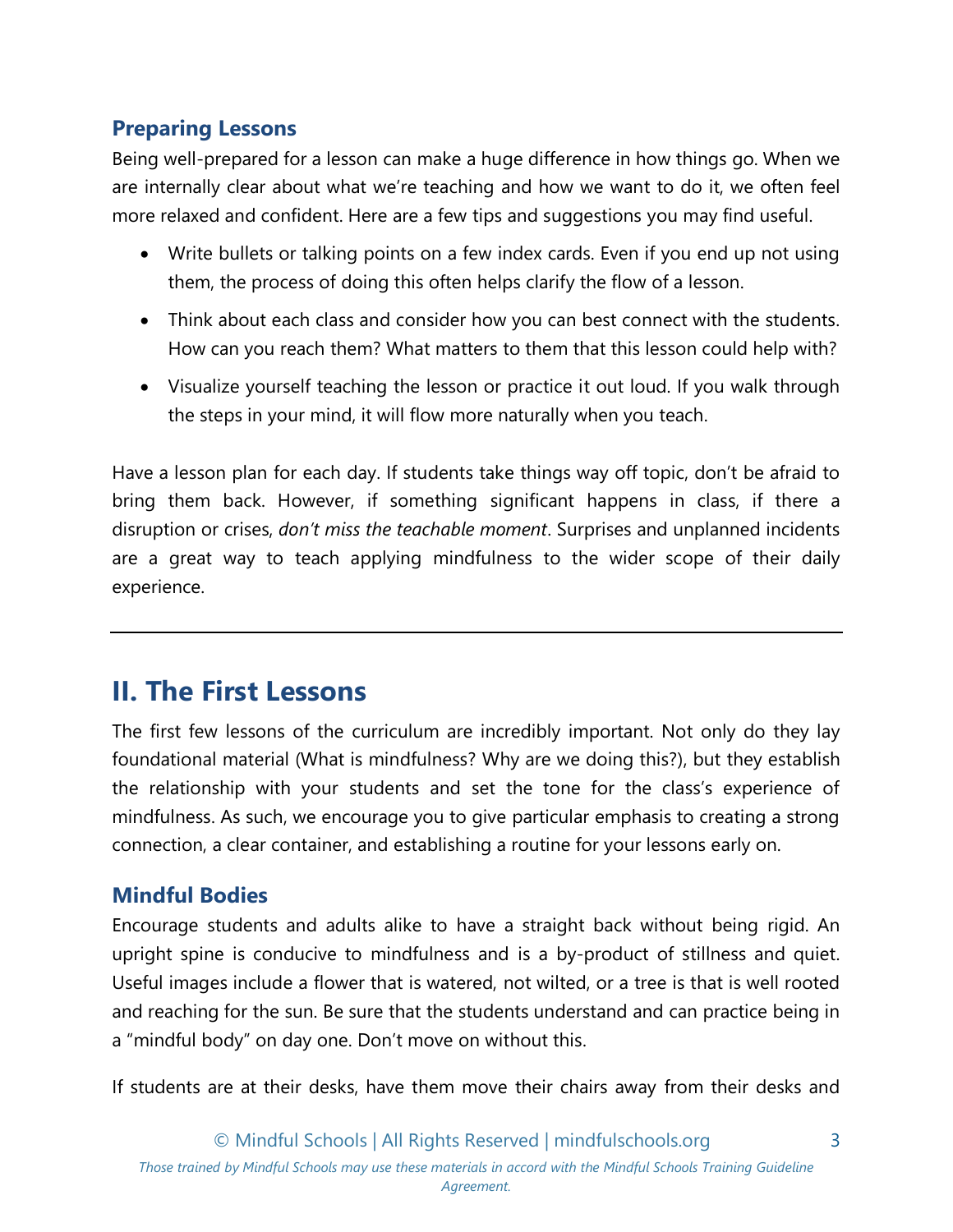### Preparing Lessons

Being well-prepared for a lesson can make a huge difference in how things go. When we are internally clear about what we're teaching and how we want to do it, we often feel more relaxed and confident. Here are a few tips and suggestions you may find useful.

- Write bullets or talking points on a few index cards. Even if you end up not using them, the process of doing this often helps clarify the flow of a lesson.
- Think about each class and consider how you can best connect with the students. How can you reach them? What matters to them that this lesson could help with?
- Visualize yourself teaching the lesson or practice it out loud. If you walk through the steps in your mind, it will flow more naturally when you teach.

Have a lesson plan for each day. If students take things way off topic, don't be afraid to bring them back. However, if something significant happens in class, if there a disruption or crises, *don't miss the teachable moment*. Surprises and unplanned incidents are a great way to teach applying mindfulness to the wider scope of their daily experience.

---

## II. The First Lessons

The first few lessons of the curriculum are incredibly important. Not only do they lay foundational material (What is mindfulness? Why are we doing this?), but they establish the relationship with your students and set the tone for the class's experience of mindfulness. As such, we encourage you to give particular emphasis to creating a strong connection, a clear container, and establishing a routine for your lessons early on.

### Mindful Bodies

Encourage students and adults alike to have a straight back without being rigid. An upright spine is conducive to mindfulness and is a by-product of stillness and quiet. Useful images include a flower that is watered, not wilted, or a tree is that is well rooted and reaching for the sun. Be sure that the students understand and can practice being in a "mindful body" on day one. Don't move on without this.

If students are at their desks, have them move their chairs away from their desks and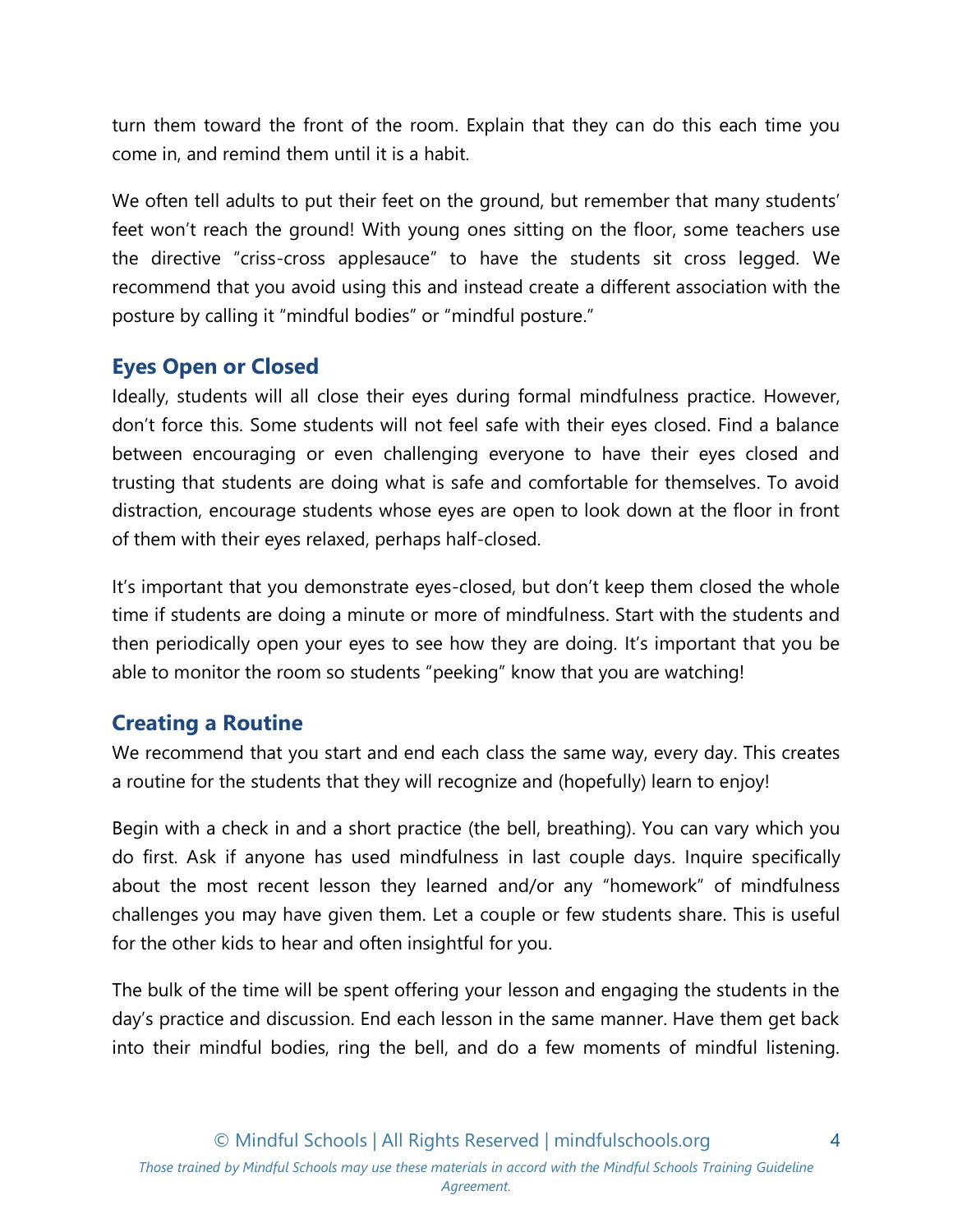turn them toward the front of the room. Explain that they can do this each time you come in, and remind them until it is a habit.

We often tell adults to put their feet on the ground, but remember that many students' feet won't reach the ground! With young ones sitting on the floor, some teachers use the directive "criss-cross applesauce" to have the students sit cross legged. We recommend that you avoid using this and instead create a different association with the posture by calling it "mindful bodies" or "mindful posture."

## Eyes Open or Closed

Ideally, students will all close their eyes during formal mindfulness practice. However, don't force this. Some students will not feel safe with their eyes closed. Find a balance between encouraging or even challenging everyone to have their eyes closed and trusting that students are doing what is safe and comfortable for themselves. To avoid distraction, encourage students whose eyes are open to look down at the floor in front of them with their eyes relaxed, perhaps half-closed.

It's important that you demonstrate eyes-closed, but don't keep them closed the whole time if students are doing a minute or more of mindfulness. Start with the students and then periodically open your eyes to see how they are doing. It's important that you be able to monitor the room so students "peeking" know that you are watching!

## Creating a Routine

We recommend that you start and end each class the same way, every day. This creates a routine for the students that they will recognize and (hopefully) learn to enjoy!

Begin with a check in and a short practice (the bell, breathing). You can vary which you do first. Ask if anyone has used mindfulness in last couple days. Inquire specifically about the most recent lesson they learned and/or any "homework" of mindfulness challenges you may have given them. Let a couple or few students share. This is useful for the other kids to hear and often insightful for you.

The bulk of the time will be spent offering your lesson and engaging the students in the day's practice and discussion. End each lesson in the same manner. Have them get back into their mindful bodies, ring the bell, and do a few moments of mindful listening.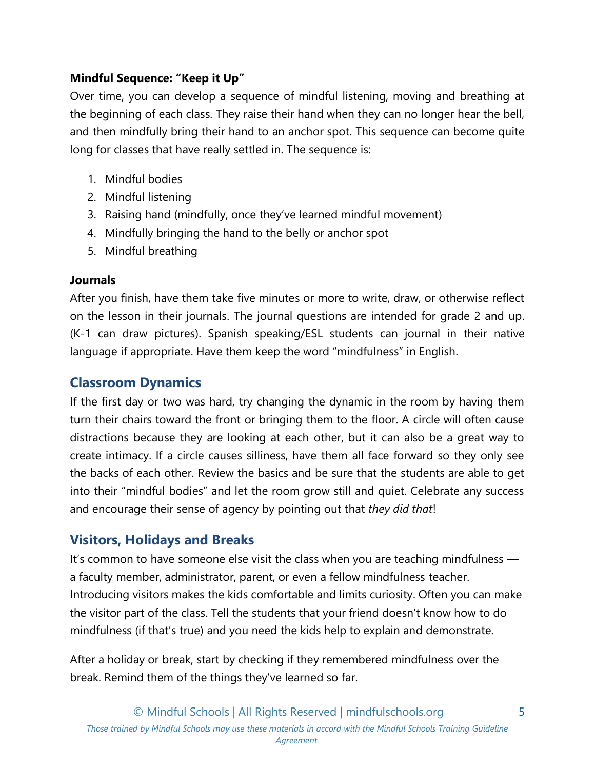**Mindful Sequence: "Keep it Up"**

Over time, you can develop a sequence of mindful listening, moving and breathing at the beginning of each class. They raise their hand when they can no longer hear the bell, and then mindfully bring their hand to an anchor spot. This sequence can become quite long for classes that have really settled in. The sequence is:

1. Mindful bodies
2. Mindful listening
3. Raising hand (mindfully, once they've learned mindful movement)
4. Mindfully bringing the hand to the belly or anchor spot
5. Mindful breathing

**Journals**

After you finish, have them take five minutes or more to write, draw, or otherwise reflect on the lesson in their journals. The journal questions are intended for grade 2 and up. (K-1 can draw pictures). Spanish speaking/ESL students can journal in their native language if appropriate. Have them keep the word "mindfulness" in English.

## Classroom Dynamics

If the first day or two was hard, try changing the dynamic in the room by having them turn their chairs toward the front or bringing them to the floor. A circle will often cause distractions because they are looking at each other, but it can also be a great way to create intimacy. If a circle causes silliness, have them all face forward so they only see the backs of each other. Review the basics and be sure that the students are able to get into their "mindful bodies" and let the room grow still and quiet. Celebrate any success and encourage their sense of agency by pointing out that *they did that*!

## Visitors, Holidays and Breaks

It's common to have someone else visit the class when you are teaching mindfulness — a faculty member, administrator, parent, or even a fellow mindfulness teacher. Introducing visitors makes the kids comfortable and limits curiosity. Often you can make the visitor part of the class. Tell the students that your friend doesn't know how to do mindfulness (if that's true) and you need the kids help to explain and demonstrate.

After a holiday or break, start by checking if they remembered mindfulness over the break. Remind them of the things they've learned so far.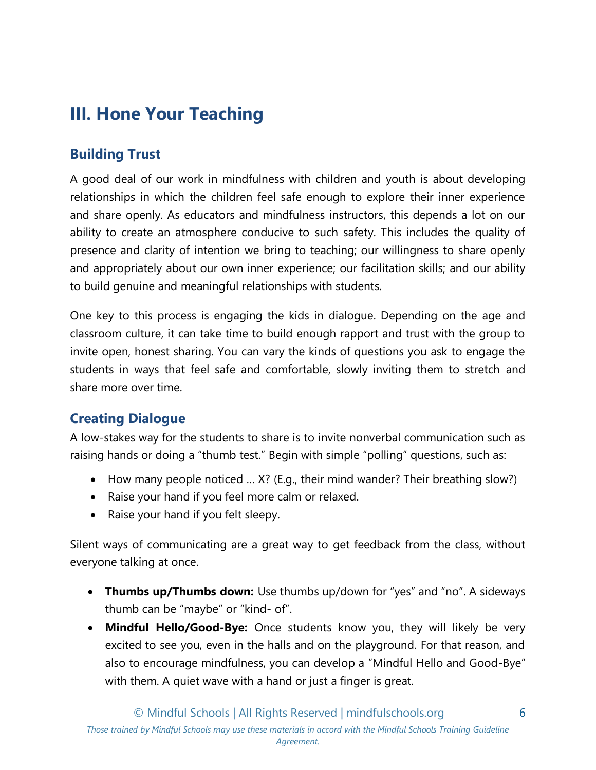## III. Hone Your Teaching

### Building Trust

A good deal of our work in mindfulness with children and youth is about developing relationships in which the children feel safe enough to explore their inner experience and share openly. As educators and mindfulness instructors, this depends a lot on our ability to create an atmosphere conducive to such safety. This includes the quality of presence and clarity of intention we bring to teaching; our willingness to share openly and appropriately about our own inner experience; our facilitation skills; and our ability to build genuine and meaningful relationships with students.

One key to this process is engaging the kids in dialogue. Depending on the age and classroom culture, it can take time to build enough rapport and trust with the group to invite open, honest sharing. You can vary the kinds of questions you ask to engage the students in ways that feel safe and comfortable, slowly inviting them to stretch and share more over time.

### Creating Dialogue

A low-stakes way for the students to share is to invite nonverbal communication such as raising hands or doing a "thumb test." Begin with simple "polling" questions, such as:

- How many people noticed … X? (E.g., their mind wander? Their breathing slow?)
- Raise your hand if you feel more calm or relaxed.
- Raise your hand if you felt sleepy.

Silent ways of communicating are a great way to get feedback from the class, without everyone talking at once.

- **Thumbs up/Thumbs down:** Use thumbs up/down for "yes" and "no". A sideways thumb can be "maybe" or "kind- of".
- **Mindful Hello/Good-Bye:** Once students know you, they will likely be very excited to see you, even in the halls and on the playground. For that reason, and also to encourage mindfulness, you can develop a "Mindful Hello and Good-Bye" with them. A quiet wave with a hand or just a finger is great.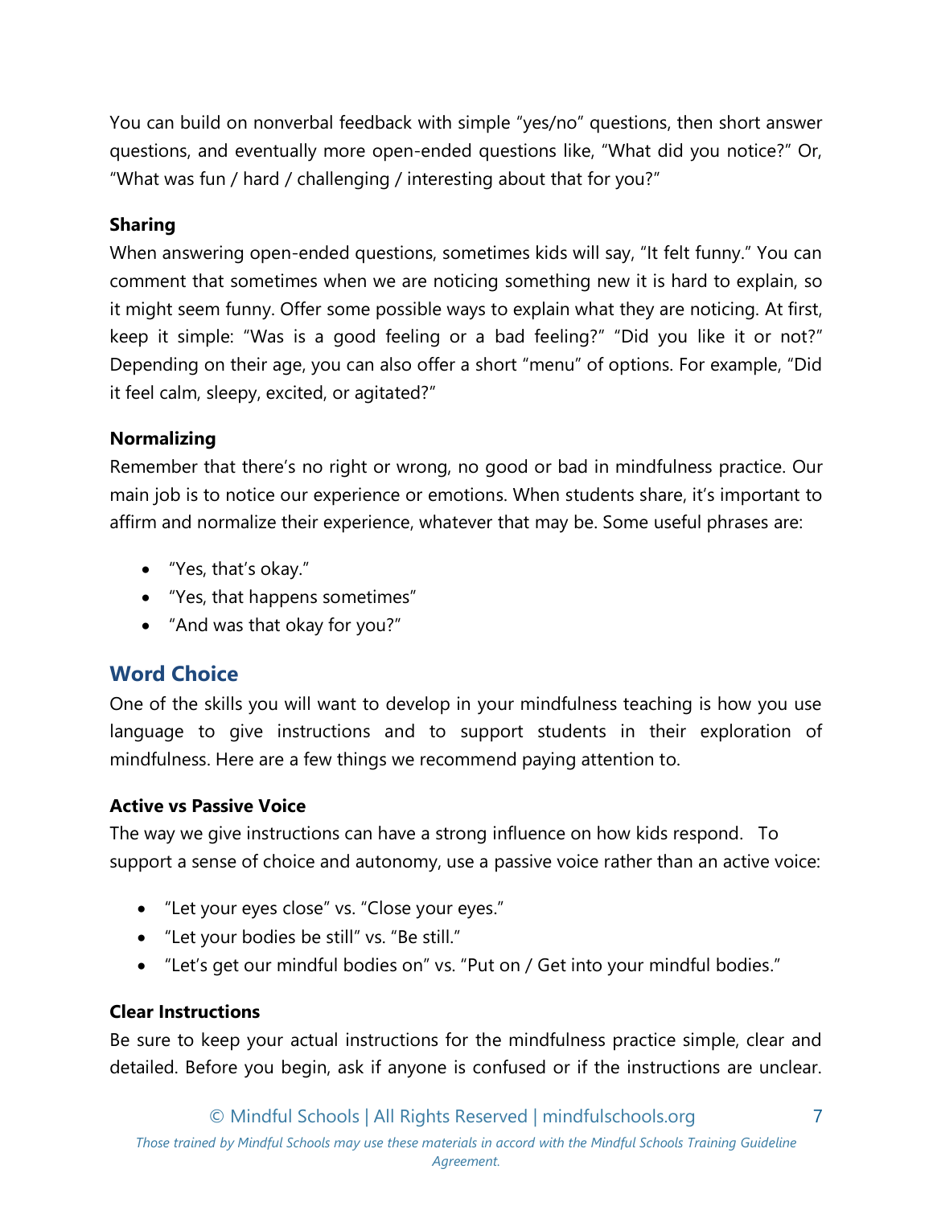You can build on nonverbal feedback with simple "yes/no" questions, then short answer questions, and eventually more open-ended questions like, "What did you notice?" Or, "What was fun / hard / challenging / interesting about that for you?"

**Sharing**

When answering open-ended questions, sometimes kids will say, "It felt funny." You can comment that sometimes when we are noticing something new it is hard to explain, so it might seem funny. Offer some possible ways to explain what they are noticing. At first, keep it simple: "Was is a good feeling or a bad feeling?" "Did you like it or not?" Depending on their age, you can also offer a short "menu" of options. For example, "Did it feel calm, sleepy, excited, or agitated?"

**Normalizing**

Remember that there's no right or wrong, no good or bad in mindfulness practice. Our main job is to notice our experience or emotions. When students share, it's important to affirm and normalize their experience, whatever that may be. Some useful phrases are:

- "Yes, that's okay."
- "Yes, that happens sometimes"
- "And was that okay for you?"

## Word Choice

One of the skills you will want to develop in your mindfulness teaching is how you use language to give instructions and to support students in their exploration of mindfulness. Here are a few things we recommend paying attention to.

**Active vs Passive Voice**

The way we give instructions can have a strong influence on how kids respond. To support a sense of choice and autonomy, use a passive voice rather than an active voice:

- "Let your eyes close" vs. "Close your eyes."
- "Let your bodies be still" vs. "Be still."
- "Let's get our mindful bodies on" vs. "Put on / Get into your mindful bodies."

**Clear Instructions**

Be sure to keep your actual instructions for the mindfulness practice simple, clear and detailed. Before you begin, ask if anyone is confused or if the instructions are unclear.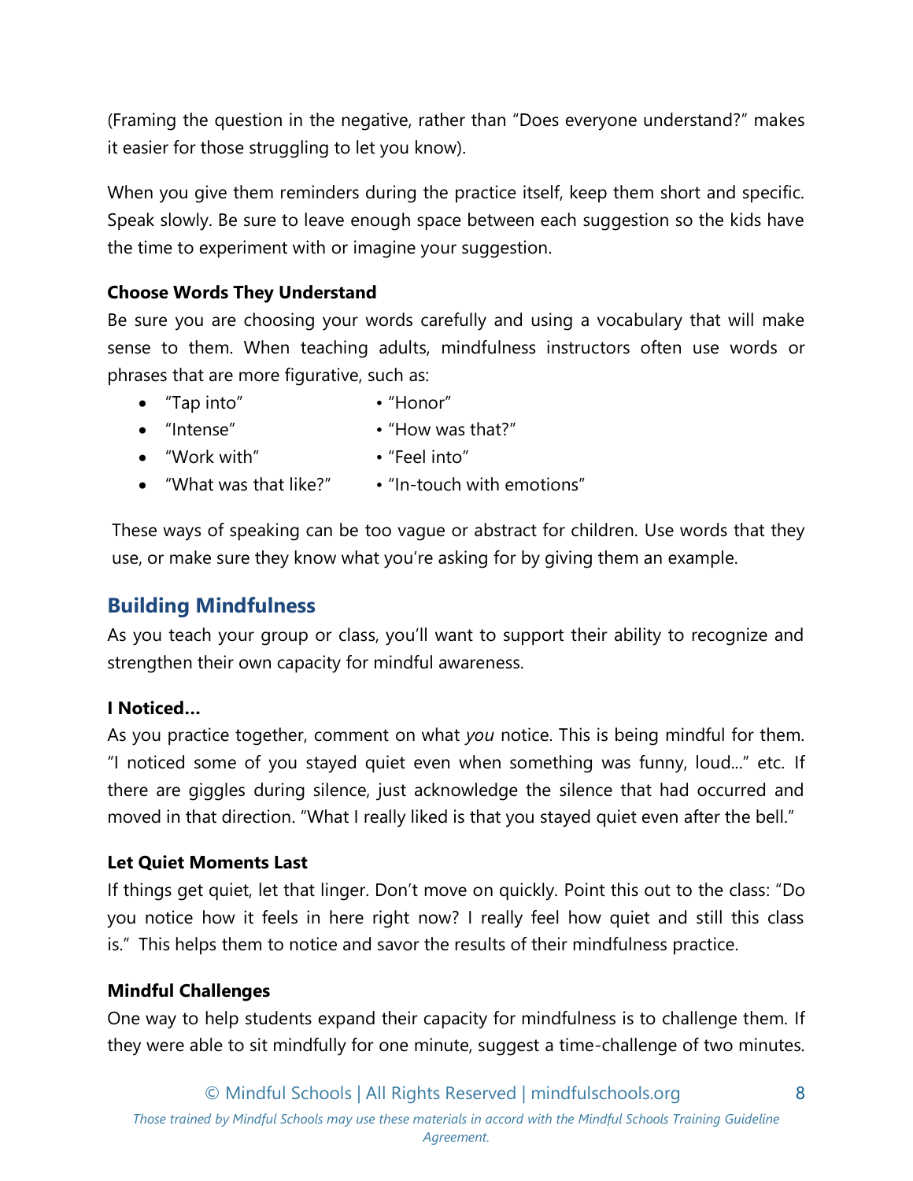(Framing the question in the negative, rather than "Does everyone understand?" makes it easier for those struggling to let you know).

When you give them reminders during the practice itself, keep them short and specific. Speak slowly. Be sure to leave enough space between each suggestion so the kids have the time to experiment with or imagine your suggestion.

**Choose Words They Understand**

Be sure you are choosing your words carefully and using a vocabulary that will make sense to them. When teaching adults, mindfulness instructors often use words or phrases that are more figurative, such as:

- "Tap into"
- "Intense"
- "Work with"
- "What was that like?"
- "Honor"
- "How was that?"
- "Feel into"
- "In-touch with emotions"

These ways of speaking can be too vague or abstract for children. Use words that they use, or make sure they know what you're asking for by giving them an example.

## Building Mindfulness

As you teach your group or class, you'll want to support their ability to recognize and strengthen their own capacity for mindful awareness.

**I Noticed…**

As you practice together, comment on what *you* notice. This is being mindful for them. "I noticed some of you stayed quiet even when something was funny, loud…" etc. If there are giggles during silence, just acknowledge the silence that had occurred and moved in that direction. "What I really liked is that you stayed quiet even after the bell."

**Let Quiet Moments Last**

If things get quiet, let that linger. Don't move on quickly. Point this out to the class: "Do you notice how it feels in here right now? I really feel how quiet and still this class is." This helps them to notice and savor the results of their mindfulness practice.

**Mindful Challenges**

One way to help students expand their capacity for mindfulness is to challenge them. If they were able to sit mindfully for one minute, suggest a time-challenge of two minutes.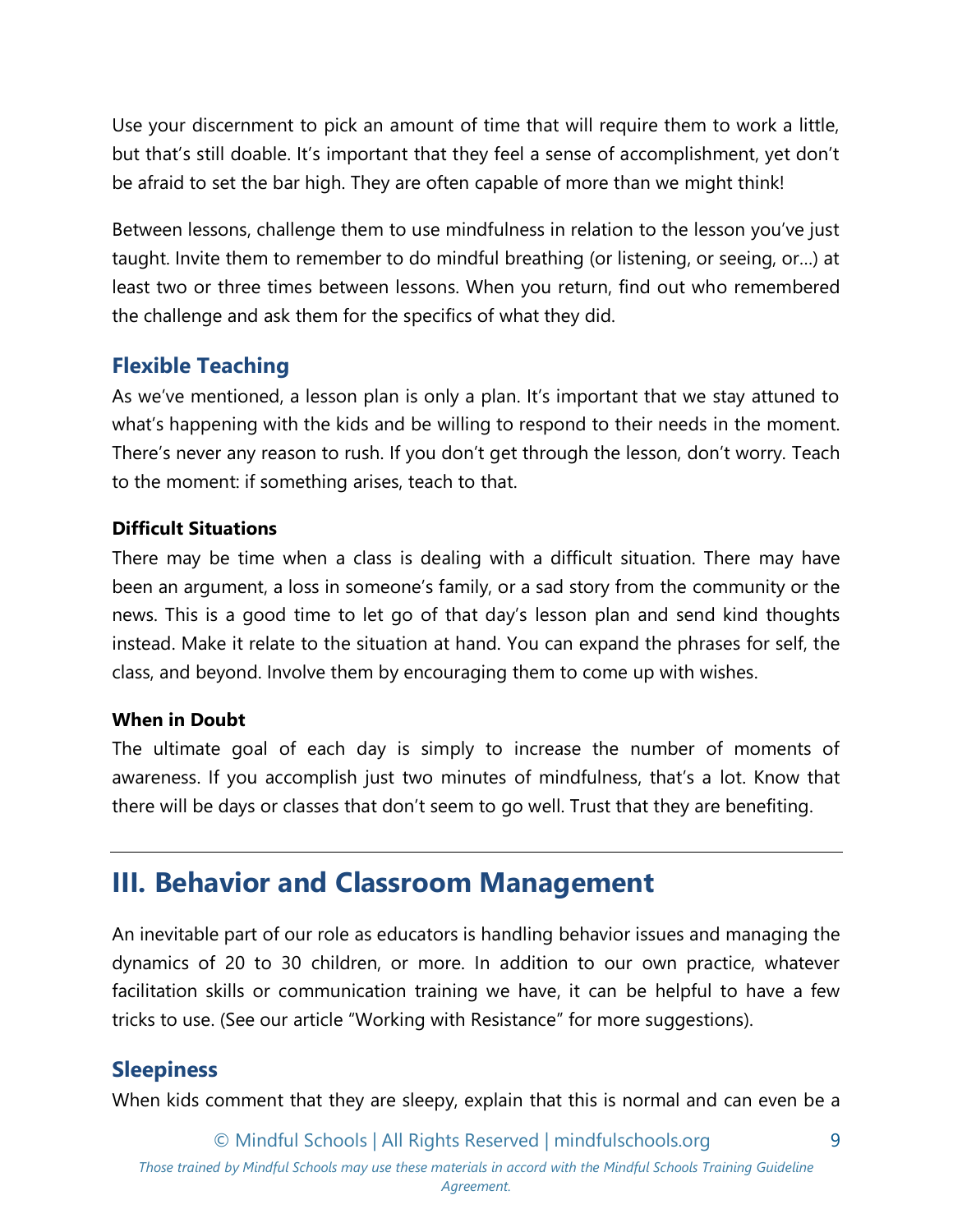Use your discernment to pick an amount of time that will require them to work a little, but that's still doable. It's important that they feel a sense of accomplishment, yet don't be afraid to set the bar high. They are often capable of more than we might think!

Between lessons, challenge them to use mindfulness in relation to the lesson you've just taught. Invite them to remember to do mindful breathing (or listening, or seeing, or…) at least two or three times between lessons. When you return, find out who remembered the challenge and ask them for the specifics of what they did.

### Flexible Teaching

As we've mentioned, a lesson plan is only a plan. It's important that we stay attuned to what's happening with the kids and be willing to respond to their needs in the moment. There's never any reason to rush. If you don't get through the lesson, don't worry. Teach to the moment: if something arises, teach to that.

#### Difficult Situations

There may be time when a class is dealing with a difficult situation. There may have been an argument, a loss in someone's family, or a sad story from the community or the news. This is a good time to let go of that day's lesson plan and send kind thoughts instead. Make it relate to the situation at hand. You can expand the phrases for self, the class, and beyond. Involve them by encouraging them to come up with wishes.

#### When in Doubt

The ultimate goal of each day is simply to increase the number of moments of awareness. If you accomplish just two minutes of mindfulness, that's a lot. Know that there will be days or classes that don't seem to go well. Trust that they are benefiting.

---

## III. Behavior and Classroom Management

An inevitable part of our role as educators is handling behavior issues and managing the dynamics of 20 to 30 children, or more. In addition to our own practice, whatever facilitation skills or communication training we have, it can be helpful to have a few tricks to use. (See our article "Working with Resistance" for more suggestions).

### Sleepiness

When kids comment that they are sleepy, explain that this is normal and can even be a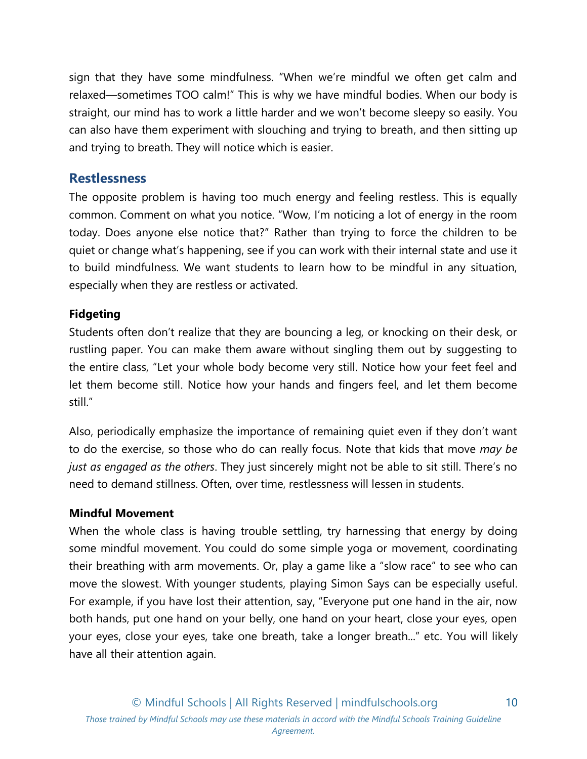sign that they have some mindfulness. "When we're mindful we often get calm and relaxed—sometimes TOO calm!" This is why we have mindful bodies. When our body is straight, our mind has to work a little harder and we won't become sleepy so easily. You can also have them experiment with slouching and trying to breath, and then sitting up and trying to breath. They will notice which is easier.

## Restlessness

The opposite problem is having too much energy and feeling restless. This is equally common. Comment on what you notice. "Wow, I'm noticing a lot of energy in the room today. Does anyone else notice that?" Rather than trying to force the children to be quiet or change what's happening, see if you can work with their internal state and use it to build mindfulness. We want students to learn how to be mindful in any situation, especially when they are restless or activated.

### Fidgeting

Students often don't realize that they are bouncing a leg, or knocking on their desk, or rustling paper. You can make them aware without singling them out by suggesting to the entire class, "Let your whole body become very still. Notice how your feet feel and let them become still. Notice how your hands and fingers feel, and let them become still."

Also, periodically emphasize the importance of remaining quiet even if they don't want to do the exercise, so those who do can really focus. Note that kids that move *may be just as engaged as the others*. They just sincerely might not be able to sit still. There's no need to demand stillness. Often, over time, restlessness will lessen in students.

### Mindful Movement

When the whole class is having trouble settling, try harnessing that energy by doing some mindful movement. You could do some simple yoga or movement, coordinating their breathing with arm movements. Or, play a game like a "slow race" to see who can move the slowest. With younger students, playing Simon Says can be especially useful. For example, if you have lost their attention, say, "Everyone put one hand in the air, now both hands, put one hand on your belly, one hand on your heart, close your eyes, open your eyes, close your eyes, take one breath, take a longer breath..." etc. You will likely have all their attention again.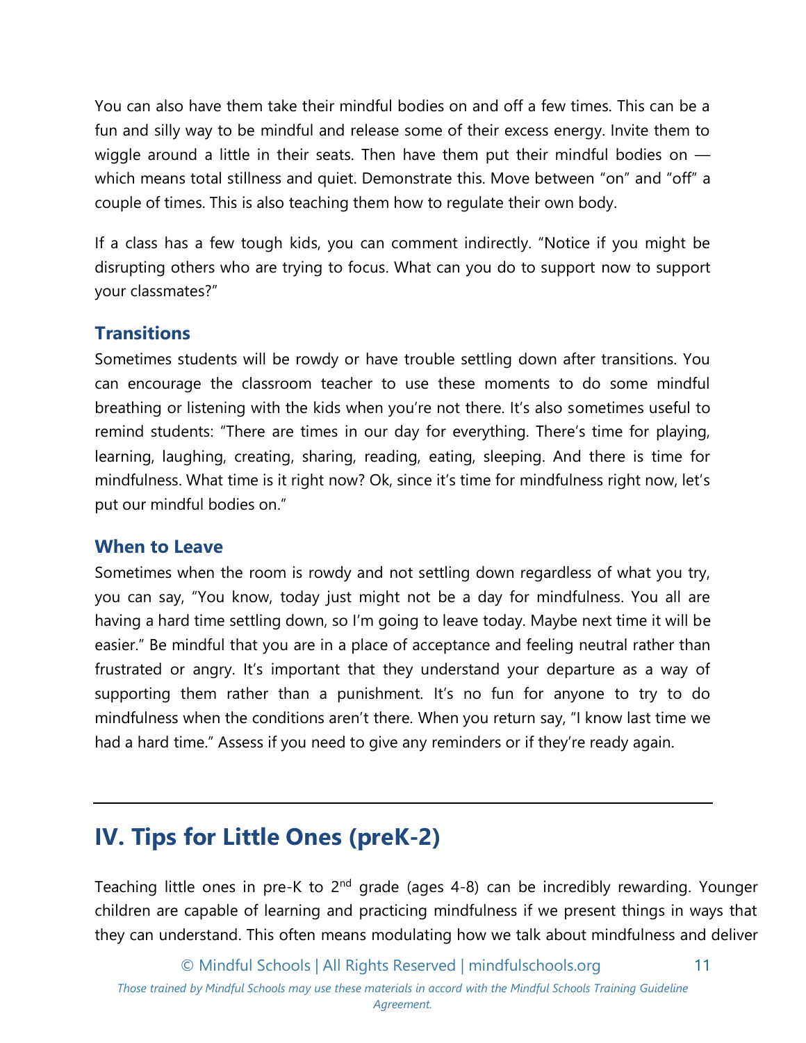You can also have them take their mindful bodies on and off a few times. This can be a fun and silly way to be mindful and release some of their excess energy. Invite them to wiggle around a little in their seats. Then have them put their mindful bodies on — which means total stillness and quiet. Demonstrate this. Move between "on" and "off" a couple of times. This is also teaching them how to regulate their own body.

If a class has a few tough kids, you can comment indirectly. "Notice if you might be disrupting others who are trying to focus. What can you do to support now to support your classmates?"

### Transitions

Sometimes students will be rowdy or have trouble settling down after transitions. You can encourage the classroom teacher to use these moments to do some mindful breathing or listening with the kids when you're not there. It's also sometimes useful to remind students: "There are times in our day for everything. There's time for playing, learning, laughing, creating, sharing, reading, eating, sleeping. And there is time for mindfulness. What time is it right now? Ok, since it's time for mindfulness right now, let's put our mindful bodies on."

### When to Leave

Sometimes when the room is rowdy and not settling down regardless of what you try, you can say, "You know, today just might not be a day for mindfulness. You all are having a hard time settling down, so I'm going to leave today. Maybe next time it will be easier." Be mindful that you are in a place of acceptance and feeling neutral rather than frustrated or angry. It's important that they understand your departure as a way of supporting them rather than a punishment. It's no fun for anyone to try to do mindfulness when the conditions aren't there. When you return say, "I know last time we had a hard time." Assess if you need to give any reminders or if they're ready again.

---

## IV. Tips for Little Ones (preK-2)

Teaching little ones in pre-K to 2nd grade (ages 4-8) can be incredibly rewarding. Younger children are capable of learning and practicing mindfulness if we present things in ways that they can understand. This often means modulating how we talk about mindfulness and deliver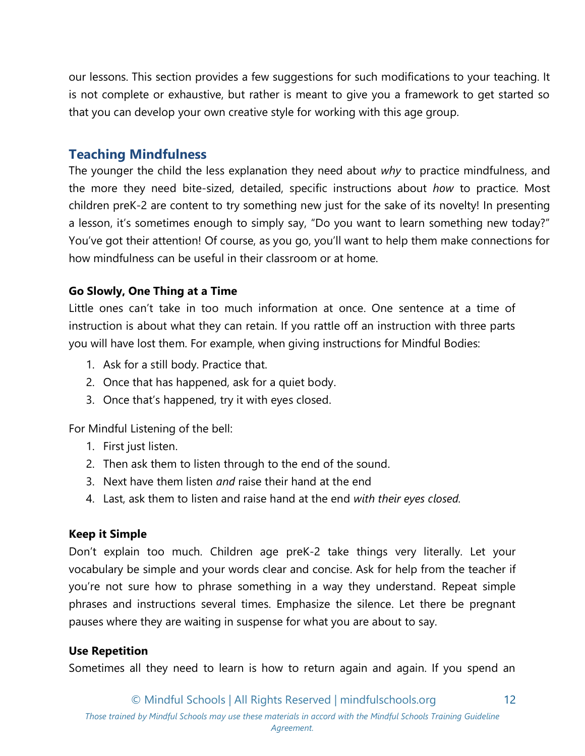our lessons. This section provides a few suggestions for such modifications to your teaching. It is not complete or exhaustive, but rather is meant to give you a framework to get started so that you can develop your own creative style for working with this age group.

## Teaching Mindfulness

The younger the child the less explanation they need about *why* to practice mindfulness, and the more they need bite-sized, detailed, specific instructions about *how* to practice. Most children preK-2 are content to try something new just for the sake of its novelty! In presenting a lesson, it's sometimes enough to simply say, "Do you want to learn something new today?" You've got their attention! Of course, as you go, you'll want to help them make connections for how mindfulness can be useful in their classroom or at home.

### Go Slowly, One Thing at a Time

Little ones can't take in too much information at once. One sentence at a time of instruction is about what they can retain. If you rattle off an instruction with three parts you will have lost them. For example, when giving instructions for Mindful Bodies:

1. Ask for a still body. Practice that.
2. Once that has happened, ask for a quiet body.
3. Once that's happened, try it with eyes closed.

For Mindful Listening of the bell:

1. First just listen.
2. Then ask them to listen through to the end of the sound.
3. Next have them listen *and* raise their hand at the end
4. Last, ask them to listen and raise hand at the end *with their eyes closed*.

### Keep it Simple

Don't explain too much. Children age preK-2 take things very literally. Let your vocabulary be simple and your words clear and concise. Ask for help from the teacher if you're not sure how to phrase something in a way they understand. Repeat simple phrases and instructions several times. Emphasize the silence. Let there be pregnant pauses where they are waiting in suspense for what you are about to say.

### Use Repetition

Sometimes all they need to learn is how to return again and again. If you spend an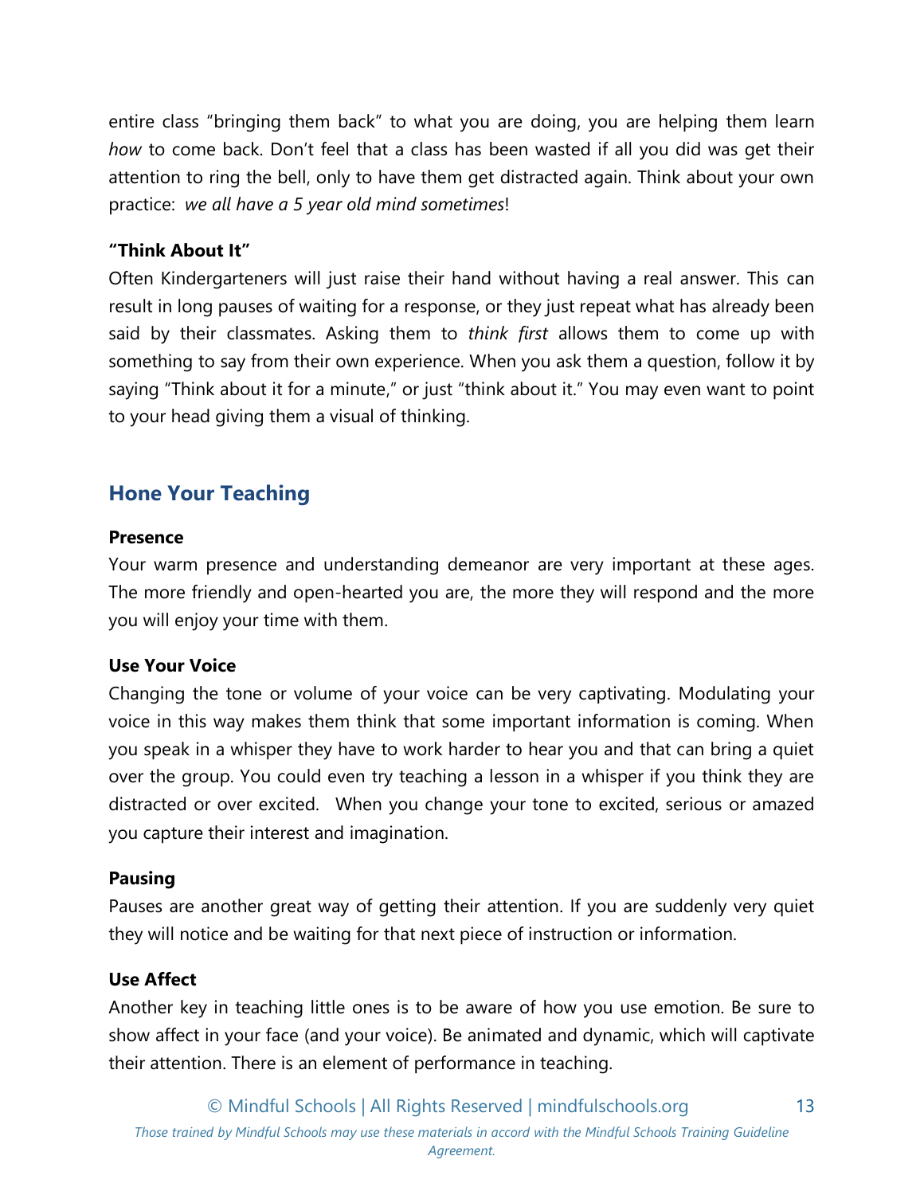entire class "bringing them back" to what you are doing, you are helping them learn *how* to come back. Don't feel that a class has been wasted if all you did was get their attention to ring the bell, only to have them get distracted again. Think about your own practice: *we all have a 5 year old mind sometimes*!

**"Think About It"**

Often Kindergarteners will just raise their hand without having a real answer. This can result in long pauses of waiting for a response, or they just repeat what has already been said by their classmates. Asking them to *think first* allows them to come up with something to say from their own experience. When you ask them a question, follow it by saying "Think about it for a minute," or just "think about it." You may even want to point to your head giving them a visual of thinking.

## Hone Your Teaching

**Presence**

Your warm presence and understanding demeanor are very important at these ages. The more friendly and open-hearted you are, the more they will respond and the more you will enjoy your time with them.

**Use Your Voice**

Changing the tone or volume of your voice can be very captivating. Modulating your voice in this way makes them think that some important information is coming. When you speak in a whisper they have to work harder to hear you and that can bring a quiet over the group. You could even try teaching a lesson in a whisper if you think they are distracted or over excited. When you change your tone to excited, serious or amazed you capture their interest and imagination.

**Pausing**

Pauses are another great way of getting their attention. If you are suddenly very quiet they will notice and be waiting for that next piece of instruction or information.

**Use Affect**

Another key in teaching little ones is to be aware of how you use emotion. Be sure to show affect in your face (and your voice). Be animated and dynamic, which will captivate their attention. There is an element of performance in teaching.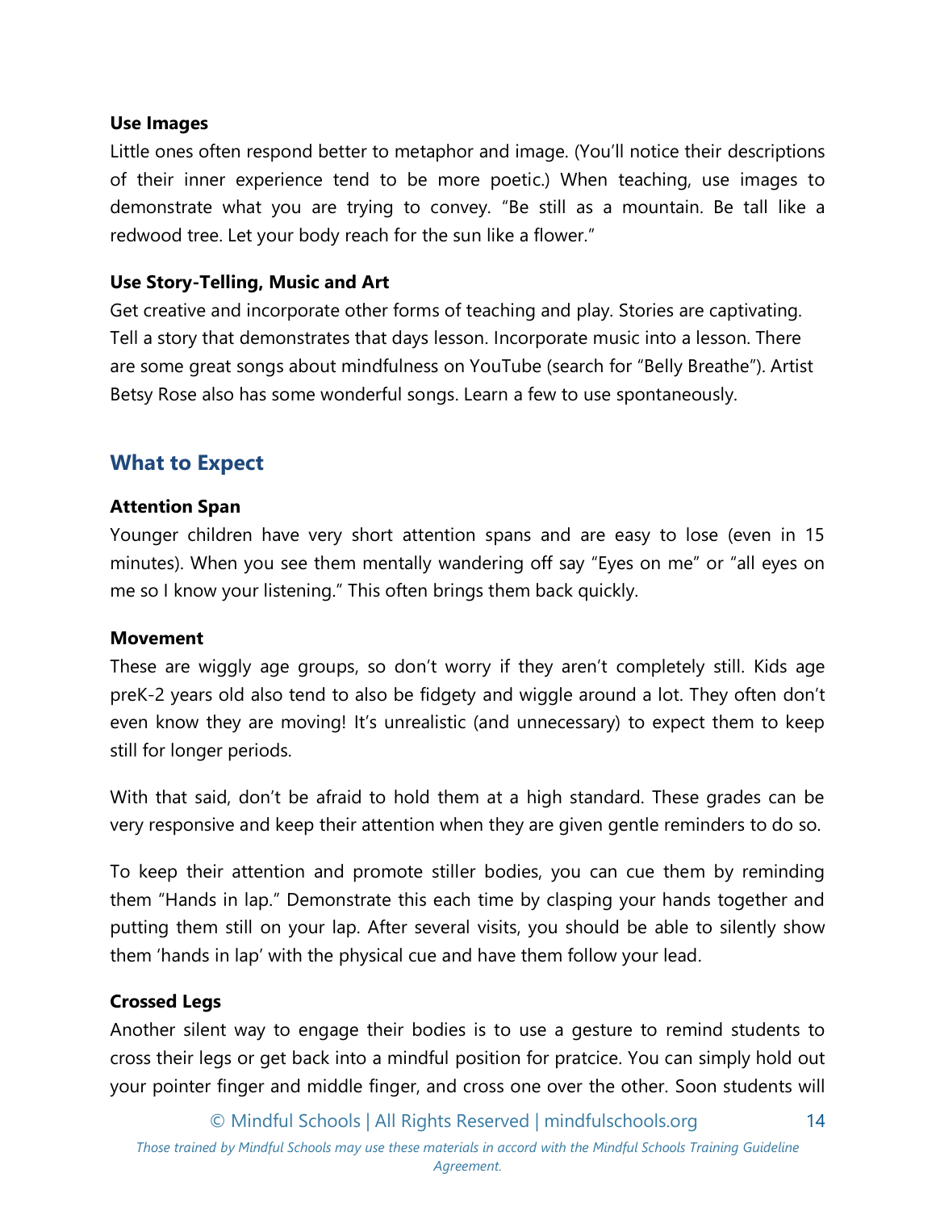**Use Images**

Little ones often respond better to metaphor and image. (You'll notice their descriptions of their inner experience tend to be more poetic.) When teaching, use images to demonstrate what you are trying to convey. "Be still as a mountain. Be tall like a redwood tree. Let your body reach for the sun like a flower."

**Use Story-Telling, Music and Art**

Get creative and incorporate other forms of teaching and play. Stories are captivating. Tell a story that demonstrates that days lesson. Incorporate music into a lesson. There are some great songs about mindfulness on YouTube (search for "Belly Breathe"). Artist Betsy Rose also has some wonderful songs. Learn a few to use spontaneously.

## What to Expect

**Attention Span**

Younger children have very short attention spans and are easy to lose (even in 15 minutes). When you see them mentally wandering off say "Eyes on me" or "all eyes on me so I know your listening." This often brings them back quickly.

**Movement**

These are wiggly age groups, so don't worry if they aren't completely still. Kids age preK-2 years old also tend to also be fidgety and wiggle around a lot. They often don't even know they are moving! It's unrealistic (and unnecessary) to expect them to keep still for longer periods.

With that said, don't be afraid to hold them at a high standard. These grades can be very responsive and keep their attention when they are given gentle reminders to do so.

To keep their attention and promote stiller bodies, you can cue them by reminding them "Hands in lap." Demonstrate this each time by clasping your hands together and putting them still on your lap. After several visits, you should be able to silently show them 'hands in lap' with the physical cue and have them follow your lead.

**Crossed Legs**

Another silent way to engage their bodies is to use a gesture to remind students to cross their legs or get back into a mindful position for pratcice. You can simply hold out your pointer finger and middle finger, and cross one over the other. Soon students will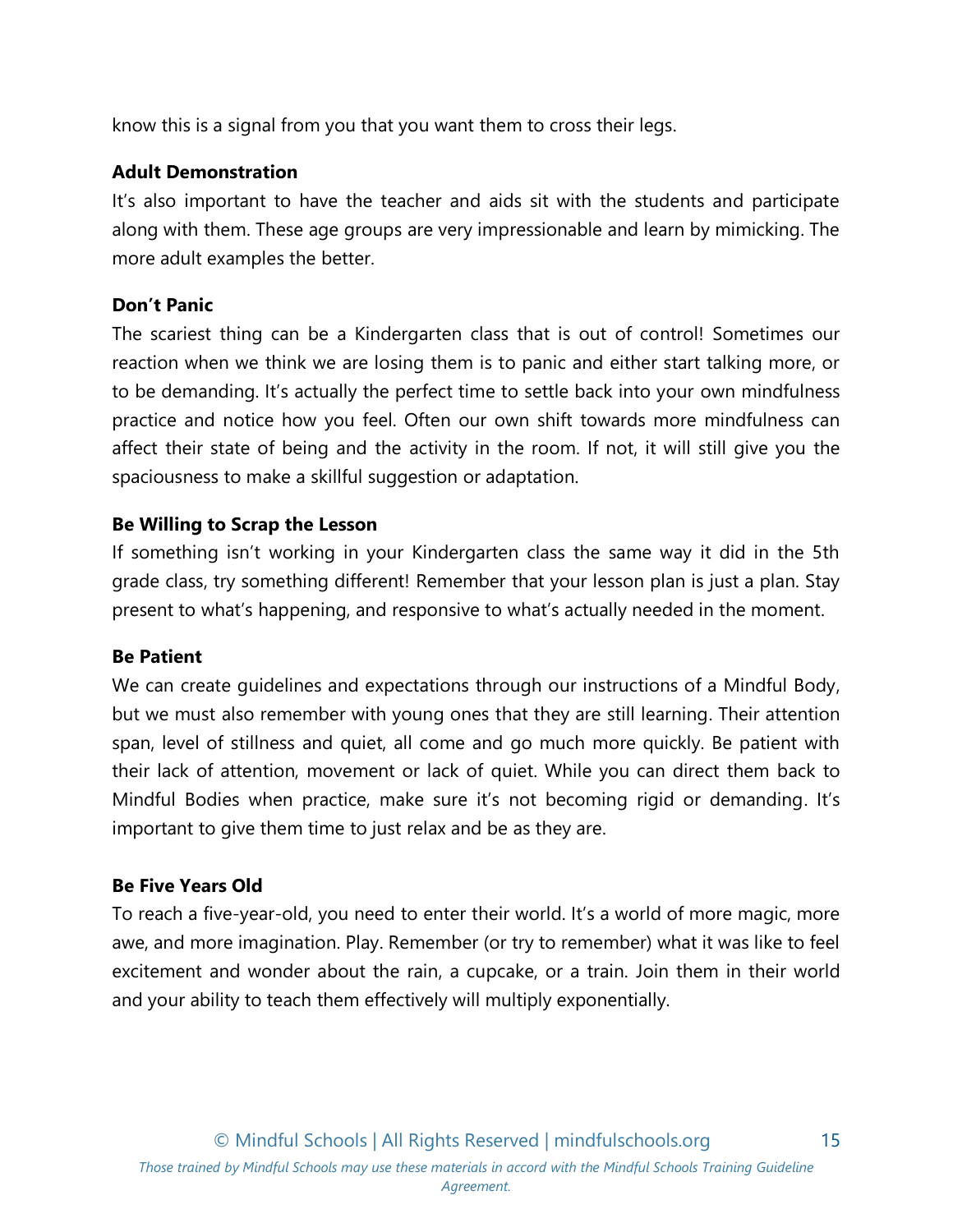know this is a signal from you that you want them to cross their legs.

**Adult Demonstration**

It's also important to have the teacher and aids sit with the students and participate along with them. These age groups are very impressionable and learn by mimicking. The more adult examples the better.

**Don't Panic**

The scariest thing can be a Kindergarten class that is out of control! Sometimes our reaction when we think we are losing them is to panic and either start talking more, or to be demanding. It's actually the perfect time to settle back into your own mindfulness practice and notice how you feel. Often our own shift towards more mindfulness can affect their state of being and the activity in the room. If not, it will still give you the spaciousness to make a skillful suggestion or adaptation.

**Be Willing to Scrap the Lesson**

If something isn't working in your Kindergarten class the same way it did in the 5th grade class, try something different! Remember that your lesson plan is just a plan. Stay present to what's happening, and responsive to what's actually needed in the moment.

**Be Patient**

We can create guidelines and expectations through our instructions of a Mindful Body, but we must also remember with young ones that they are still learning. Their attention span, level of stillness and quiet, all come and go much more quickly. Be patient with their lack of attention, movement or lack of quiet. While you can direct them back to Mindful Bodies when practice, make sure it's not becoming rigid or demanding. It's important to give them time to just relax and be as they are.

**Be Five Years Old**

To reach a five-year-old, you need to enter their world. It's a world of more magic, more awe, and more imagination. Play. Remember (or try to remember) what it was like to feel excitement and wonder about the rain, a cupcake, or a train. Join them in their world and your ability to teach them effectively will multiply exponentially.